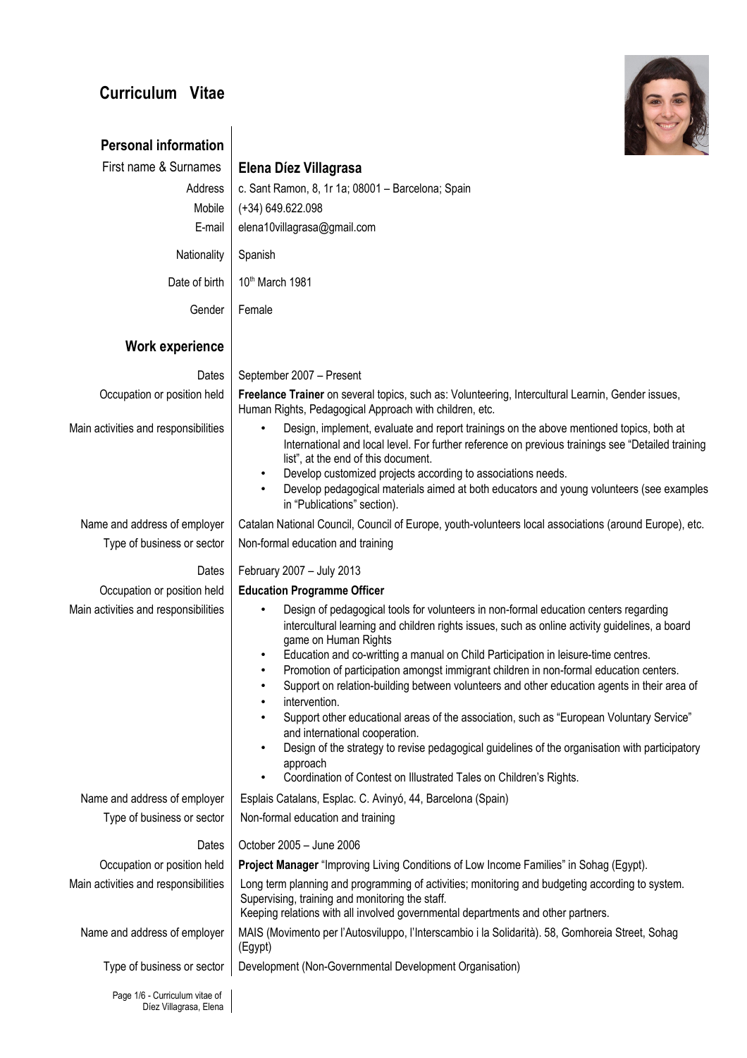# Curriculum Vitae

## Personal information

| | |
|---|---|
| First name & Surnames | **Elena Díez Villagrasa** |
| Address | c. Sant Ramon, 8, 1r 1a; 08001 – Barcelona; Spain |
| Mobile | (+34) 649.622.098 |
| E-mail | elena10villagrasa@gmail.com |
| Nationality | Spanish |
| Date of birth | 10th March 1981 |
| Gender | Female |

## Work experience

**Dates:** September 2007 – Present

**Occupation or position held:** **Freelance Trainer** on several topics, such as: Volunteering, Intercultural Learnin, Gender issues, Human Rights, Pedagogical Approach with children, etc.

**Main activities and responsibilities:**

- Design, implement, evaluate and report trainings on the above mentioned topics, both at International and local level. For further reference on previous trainings see "Detailed training list", at the end of this document.
- Develop customized projects according to associations needs.
- Develop pedagogical materials aimed at both educators and young volunteers (see examples in "Publications" section).

**Name and address of employer:** Catalan National Council, Council of Europe, youth-volunteers local associations (around Europe), etc.

**Type of business or sector:** Non-formal education and training

**Dates:** February 2007 – July 2013

**Occupation or position held:** **Education Programme Officer**

**Main activities and responsibilities:**

- Design of pedagogical tools for volunteers in non-formal education centers regarding intercultural learning and children rights issues, such as online activity guidelines, a board game on Human Rights
- Education and co-writting a manual on Child Participation in leisure-time centres.
- Promotion of participation amongst immigrant children in non-formal education centers.
- Support on relation-building between volunteers and other education agents in their area of
- intervention.
- Support other educational areas of the association, such as "European Voluntary Service" and international cooperation.
- Design of the strategy to revise pedagogical guidelines of the organisation with participatory approach
- Coordination of Contest on Illustrated Tales on Children's Rights.

**Name and address of employer:** Esplais Catalans, Esplac. C. Avinyó, 44, Barcelona (Spain)

**Type of business or sector:** Non-formal education and training

**Dates:** October 2005 – June 2006

**Occupation or position held:** **Project Manager** "Improving Living Conditions of Low Income Families" in Sohag (Egypt).

**Main activities and responsibilities:** Long term planning and programming of activities; monitoring and budgeting according to system. Supervising, training and monitoring the staff. Keeping relations with all involved governmental departments and other partners.

**Name and address of employer:** MAIS (Movimento per l'Autosviluppo, l'Interscambio i la Solidarità). 58, Gomhoreia Street, Sohag (Egypt)

**Type of business or sector:** Development (Non-Governmental Development Organisation)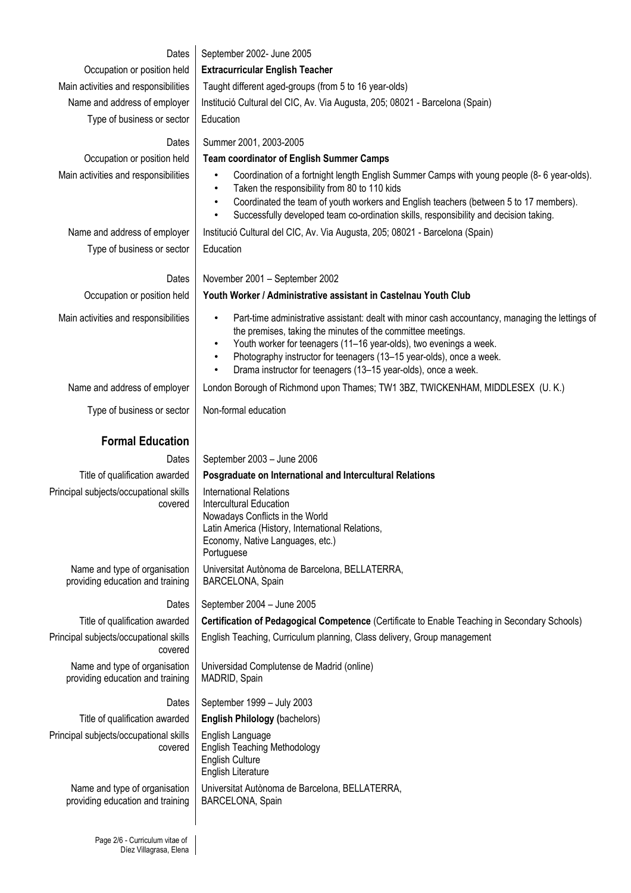| | |
|---|---|
| Dates | September 2002- June 2005 |
| Occupation or position held | **Extracurricular English Teacher** |
| Main activities and responsibilities | Taught different aged-groups (from 5 to 16 year-olds) |
| Name and address of employer | Institució Cultural del CIC, Av. Via Augusta, 205; 08021 - Barcelona (Spain) |
| Type of business or sector | Education |
| Dates | Summer 2001, 2003-2005 |
| Occupation or position held | **Team coordinator of English Summer Camps** |
| Main activities and responsibilities | • Coordination of a fortnight length English Summer Camps with young people (8- 6 year-olds).<br>• Taken the responsibility from 80 to 110 kids<br>• Coordinated the team of youth workers and English teachers (between 5 to 17 members).<br>• Successfully developed team co-ordination skills, responsibility and decision taking. |
| Name and address of employer | Institució Cultural del CIC, Av. Via Augusta, 205; 08021 - Barcelona (Spain) |
| Type of business or sector | Education |
| Dates | November 2001 – September 2002 |
| Occupation or position held | **Youth Worker / Administrative assistant in Castelnau Youth Club** |
| Main activities and responsibilities | • Part-time administrative assistant: dealt with minor cash accountancy, managing the lettings of the premises, taking the minutes of the committee meetings.<br>• Youth worker for teenagers (11–16 year-olds), two evenings a week.<br>• Photography instructor for teenagers (13–15 year-olds), once a week.<br>• Drama instructor for teenagers (13–15 year-olds), once a week. |
| Name and address of employer | London Borough of Richmond upon Thames; TW1 3BZ, TWICKENHAM, MIDDLESEX (U. K.) |
| Type of business or sector | Non-formal education |

## Formal Education

| | |
|---|---|
| Dates | September 2003 – June 2006 |
| Title of qualification awarded | **Posgraduate on International and Intercultural Relations** |
| Principal subjects/occupational skills covered | International Relations<br>Intercultural Education<br>Nowadays Conflicts in the World<br>Latin America (History, International Relations, Economy, Native Languages, etc.)<br>Portuguese |
| Name and type of organisation providing education and training | Universitat Autònoma de Barcelona, BELLATERRA, BARCELONA, Spain |
| Dates | September 2004 – June 2005 |
| Title of qualification awarded | **Certification of Pedagogical Competence** (Certificate to Enable Teaching in Secondary Schools) |
| Principal subjects/occupational skills covered | English Teaching, Curriculum planning, Class delivery, Group management |
| Name and type of organisation providing education and training | Universidad Complutense de Madrid (online)<br>MADRID, Spain |
| Dates | September 1999 – July 2003 |
| Title of qualification awarded | **English Philology (**bachelors) |
| Principal subjects/occupational skills covered | English Language<br>English Teaching Methodology<br>English Culture<br>English Literature |
| Name and type of organisation providing education and training | Universitat Autònoma de Barcelona, BELLATERRA, BARCELONA, Spain |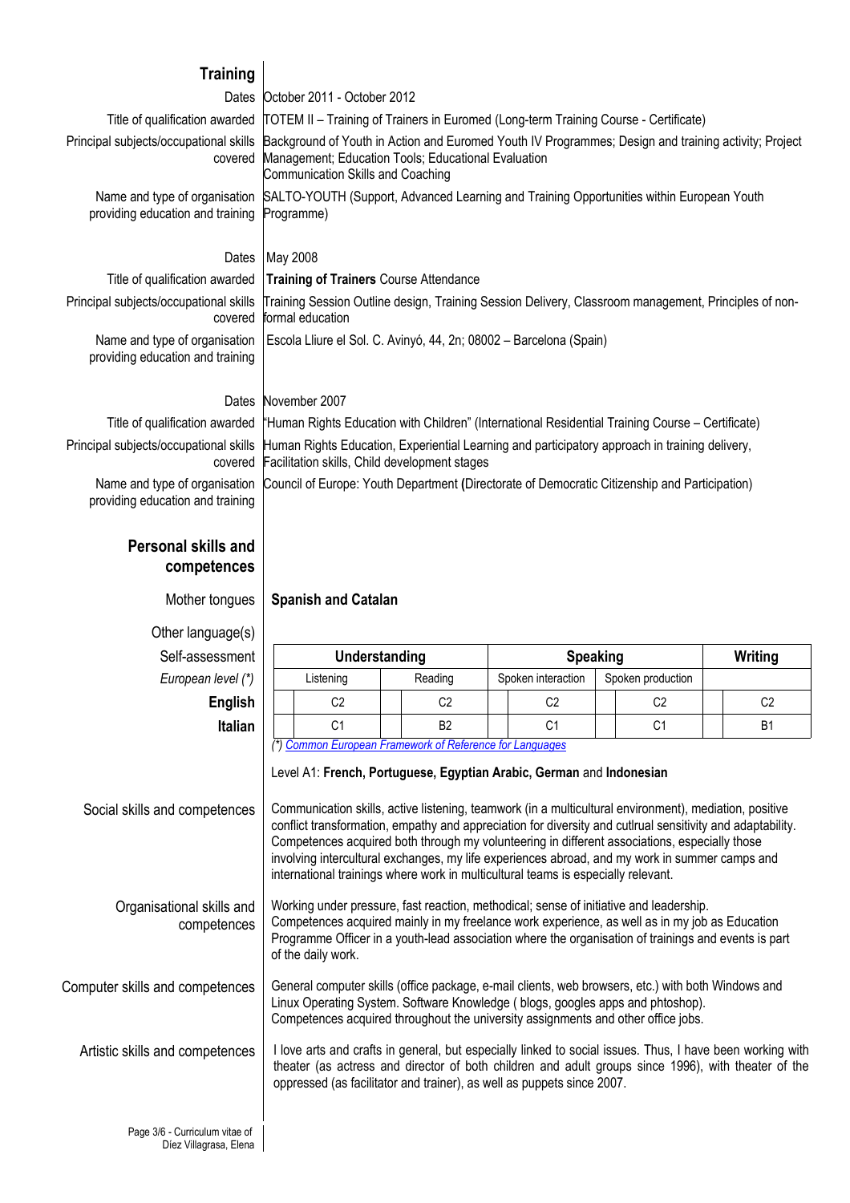## Training

**Dates** October 2011 - October 2012

**Title of qualification awarded** TOTEM II – Training of Trainers in Euromed (Long-term Training Course - Certificate)

**Principal subjects/occupational skills covered** Background of Youth in Action and Euromed Youth IV Programmes; Design and training activity; Project Management; Education Tools; Educational Evaluation
Communication Skills and Coaching

**Name and type of organisation providing education and training** SALTO-YOUTH (Support, Advanced Learning and Training Opportunities within European Youth Programme)

**Dates** May 2008

**Title of qualification awarded** **Training of Trainers** Course Attendance

**Principal subjects/occupational skills covered** Training Session Outline design, Training Session Delivery, Classroom management, Principles of non-formal education

**Name and type of organisation providing education and training** Escola Lliure el Sol. C. Avinyó, 44, 2n; 08002 – Barcelona (Spain)

**Dates** November 2007

**Title of qualification awarded** "Human Rights Education with Children" (International Residential Training Course – Certificate)

**Principal subjects/occupational skills covered** Human Rights Education, Experiential Learning and participatory approach in training delivery, Facilitation skills, Child development stages

**Name and type of organisation providing education and training** Council of Europe: Youth Department **(**Directorate of Democratic Citizenship and Participation)

## Personal skills and competences

**Mother tongues** **Spanish and Catalan**

**Other language(s)**

| Self-assessment | Understanding | | Speaking | | Writing |
|---|---|---|---|---|---|
| *European level (\*)* | Listening | Reading | Spoken interaction | Spoken production | |
| **English** | C2 | C2 | C2 | C2 | C2 |
| **Italian** | C1 | B2 | C1 | C1 | B1 |

*(\*) Common European Framework of Reference for Languages*

Level A1: **French, Portuguese, Egyptian Arabic, German** and **Indonesian**

**Social skills and competences** Communication skills, active listening, teamwork (in a multicultural environment), mediation, positive conflict transformation, empathy and appreciation for diversity and cutlrual sensitivity and adaptability. Competences acquired both through my volunteering in different associations, especially those involving intercultural exchanges, my life experiences abroad, and my work in summer camps and international trainings where work in multicultural teams is especially relevant.

**Organisational skills and competences** Working under pressure, fast reaction, methodical; sense of initiative and leadership.
Competences acquired mainly in my freelance work experience, as well as in my job as Education Programme Officer in a youth-lead association where the organisation of trainings and events is part of the daily work.

**Computer skills and competences** General computer skills (office package, e-mail clients, web browsers, etc.) with both Windows and Linux Operating System. Software Knowledge ( blogs, googles apps and phtoshop).
Competences acquired throughout the university assignments and other office jobs.

**Artistic skills and competences** I love arts and crafts in general, but especially linked to social issues. Thus, I have been working with theater (as actress and director of both children and adult groups since 1996), with theater of the oppressed (as facilitator and trainer), as well as puppets since 2007.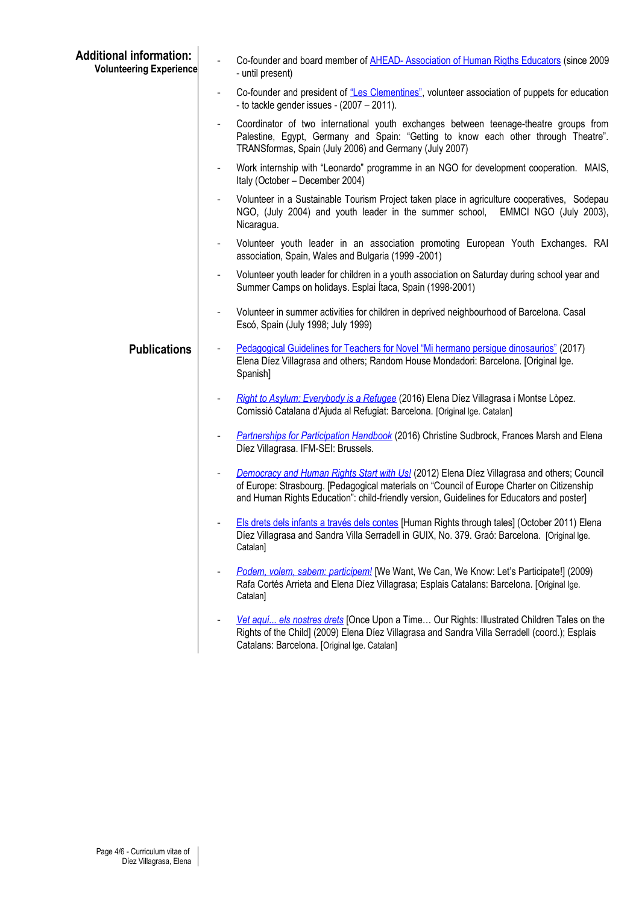## Additional information:

### Volunteering Experience

- Co-founder and board member of AHEAD- Association of Human Rigths Educators (since 2009 - until present)
- Co-founder and president of "Les Clementines", volunteer association of puppets for education - to tackle gender issues - (2007 – 2011).
- Coordinator of two international youth exchanges between teenage-theatre groups from Palestine, Egypt, Germany and Spain: "Getting to know each other through Theatre". TRANSformas, Spain (July 2006) and Germany (July 2007)
- Work internship with "Leonardo" programme in an NGO for development cooperation. MAIS, Italy (October – December 2004)
- Volunteer in a Sustainable Tourism Project taken place in agriculture cooperatives, Sodepau NGO, (July 2004) and youth leader in the summer school, EMMCI NGO (July 2003), Nicaragua.
- Volunteer youth leader in an association promoting European Youth Exchanges. RAI association, Spain, Wales and Bulgaria (1999 -2001)
- Volunteer youth leader for children in a youth association on Saturday during school year and Summer Camps on holidays. Esplai Ítaca, Spain (1998-2001)
- Volunteer in summer activities for children in deprived neighbourhood of Barcelona. Casal Escó, Spain (July 1998; July 1999)

## Publications

- Pedagogical Guidelines for Teachers for Novel "Mi hermano persigue dinosaurios" (2017) Elena Díez Villagrasa and others; Random House Mondadori: Barcelona. [Original lge. Spanish]
- *Right to Asylum: Everybody is a Refugee* (2016) Elena Díez Villagrasa i Montse Lòpez. Comissió Catalana d'Ajuda al Refugiat: Barcelona. [Original lge. Catalan]
- *Partnerships for Participation Handbook* (2016) Christine Sudbrock, Frances Marsh and Elena Díez Villagrasa. IFM-SEI: Brussels.
- *Democracy and Human Rights Start with Us!* (2012) Elena Díez Villagrasa and others; Council of Europe: Strasbourg. [Pedagogical materials on "Council of Europe Charter on Citizenship and Human Rights Education": child-friendly version, Guidelines for Educators and poster]
- Els drets dels infants a través dels contes [Human Rights through tales] (October 2011) Elena Díez Villagrasa and Sandra Villa Serradell in GUIX, No. 379. Graó: Barcelona. [Original lge. Catalan]
- *Podem, volem, sabem: participem!* [We Want, We Can, We Know: Let's Participate!] (2009) Rafa Cortés Arrieta and Elena Díez Villagrasa; Esplais Catalans: Barcelona. [Original lge. Catalan]
- *Vet aquí... els nostres drets* [Once Upon a Time… Our Rights: Illustrated Children Tales on the Rights of the Child] (2009) Elena Díez Villagrasa and Sandra Villa Serradell (coord.); Esplais Catalans: Barcelona. [Original lge. Catalan]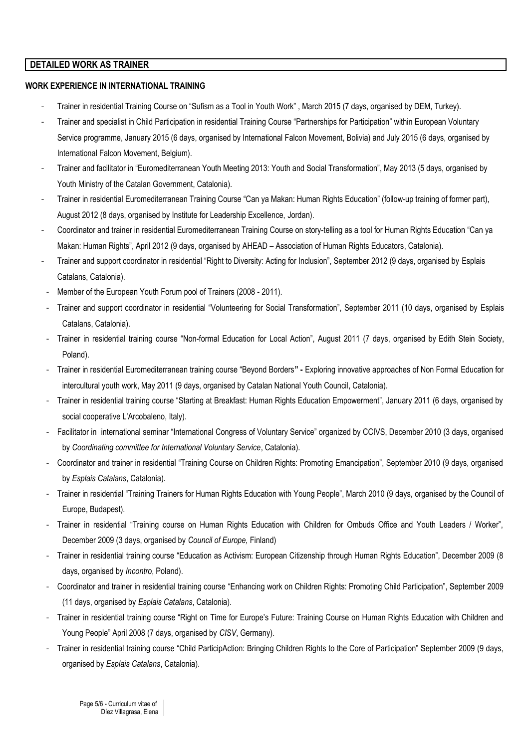## DETAILED WORK AS TRAINER

### WORK EXPERIENCE IN INTERNATIONAL TRAINING

- Trainer in residential Training Course on "Sufism as a Tool in Youth Work" , March 2015 (7 days, organised by DEM, Turkey).
- Trainer and specialist in Child Participation in residential Training Course "Partnerships for Participation" within European Voluntary Service programme, January 2015 (6 days, organised by International Falcon Movement, Bolivia) and July 2015 (6 days, organised by International Falcon Movement, Belgium).
- Trainer and facilitator in "Euromediterranean Youth Meeting 2013: Youth and Social Transformation", May 2013 (5 days, organised by Youth Ministry of the Catalan Government, Catalonia).
- Trainer in residential Euromediterranean Training Course "Can ya Makan: Human Rights Education" (follow-up training of former part), August 2012 (8 days, organised by Institute for Leadership Excellence, Jordan).
- Coordinator and trainer in residential Euromediterranean Training Course on story-telling as a tool for Human Rights Education "Can ya Makan: Human Rights", April 2012 (9 days, organised by AHEAD – Association of Human Rights Educators, Catalonia).
- Trainer and support coordinator in residential "Right to Diversity: Acting for Inclusion", September 2012 (9 days, organised by Esplais Catalans, Catalonia).
- Member of the European Youth Forum pool of Trainers (2008 - 2011).
- Trainer and support coordinator in residential "Volunteering for Social Transformation", September 2011 (10 days, organised by Esplais Catalans, Catalonia).
- Trainer in residential training course "Non-formal Education for Local Action", August 2011 (7 days, organised by Edith Stein Society, Poland).
- Trainer in residential Euromediterranean training course "Beyond Borders**" -** Exploring innovative approaches of Non Formal Education for intercultural youth work, May 2011 (9 days, organised by Catalan National Youth Council, Catalonia).
- Trainer in residential training course "Starting at Breakfast: Human Rights Education Empowerment", January 2011 (6 days, organised by social cooperative L'Arcobaleno, Italy).
- Facilitator in international seminar "International Congress of Voluntary Service" organized by CCIVS, December 2010 (3 days, organised by *Coordinating committee for International Voluntary Service*, Catalonia).
- Coordinator and trainer in residential "Training Course on Children Rights: Promoting Emancipation", September 2010 (9 days, organised by *Esplais Catalans*, Catalonia).
- Trainer in residential "Training Trainers for Human Rights Education with Young People", March 2010 (9 days, organised by the Council of Europe, Budapest).
- Trainer in residential "Training course on Human Rights Education with Children for Ombuds Office and Youth Leaders / Worker", December 2009 (3 days, organised by *Council of Europe,* Finland)
- Trainer in residential training course "Education as Activism: European Citizenship through Human Rights Education", December 2009 (8 days, organised by *Incontro*, Poland).
- Coordinator and trainer in residential training course "Enhancing work on Children Rights: Promoting Child Participation", September 2009 (11 days, organised by *Esplais Catalans*, Catalonia).
- Trainer in residential training course "Right on Time for Europe's Future: Training Course on Human Rights Education with Children and Young People" April 2008 (7 days, organised by *CISV*, Germany).
- Trainer in residential training course "Child ParticipAction: Bringing Children Rights to the Core of Participation" September 2009 (9 days, organised by *Esplais Catalans*, Catalonia).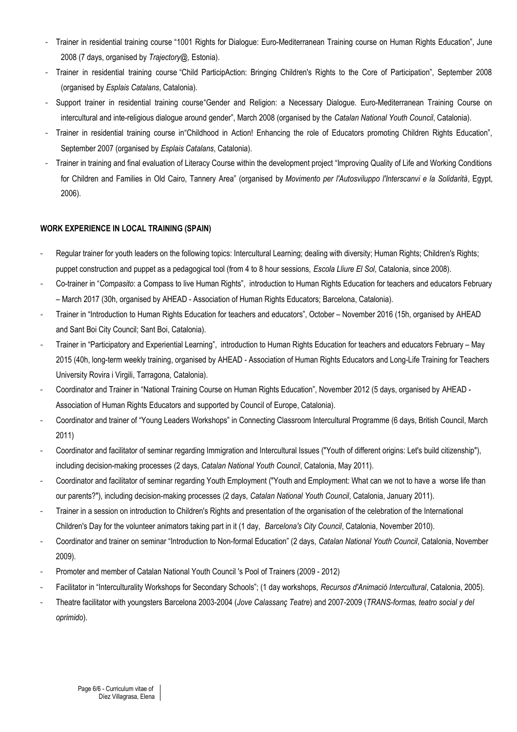- Trainer in residential training course "1001 Rights for Dialogue: Euro-Mediterranean Training course on Human Rights Education", June 2008 (7 days, organised by *Trajectory@*, Estonia).
- Trainer in residential training course "Child ParticipAction: Bringing Children's Rights to the Core of Participation", September 2008 (organised by *Esplais Catalans*, Catalonia).
- Support trainer in residential training course"Gender and Religion: a Necessary Dialogue. Euro-Mediterranean Training Course on intercultural and inte-religious dialogue around gender", March 2008 (organised by the *Catalan National Youth Council*, Catalonia).
- Trainer in residential training course in"Childhood in Action! Enhancing the role of Educators promoting Children Rights Education", September 2007 (organised by *Esplais Catalans*, Catalonia).
- Trainer in training and final evaluation of Literacy Course within the development project "Improving Quality of Life and Working Conditions for Children and Families in Old Cairo, Tannery Area" (organised by *Movimento per l'Autosviluppo l'Interscanvi e la Solidarità*, Egypt, 2006).

**WORK EXPERIENCE IN LOCAL TRAINING (SPAIN)**

- Regular trainer for youth leaders on the following topics: Intercultural Learning; dealing with diversity; Human Rights; Children's Rights; puppet construction and puppet as a pedagogical tool (from 4 to 8 hour sessions, *Escola Lliure El Sol*, Catalonia, since 2008).
- Co-trainer in "*Compasito*: a Compass to live Human Rights", introduction to Human Rights Education for teachers and educators February – March 2017 (30h, organised by AHEAD - Association of Human Rights Educators; Barcelona, Catalonia).
- Trainer in "Introduction to Human Rights Education for teachers and educators", October – November 2016 (15h, organised by AHEAD and Sant Boi City Council; Sant Boi, Catalonia).
- Trainer in "Participatory and Experiential Learning", introduction to Human Rights Education for teachers and educators February – May 2015 (40h, long-term weekly training, organised by AHEAD - Association of Human Rights Educators and Long-Life Training for Teachers University Rovira i Virgili, Tarragona, Catalonia).
- Coordinator and Trainer in "National Training Course on Human Rights Education", November 2012 (5 days, organised by AHEAD - Association of Human Rights Educators and supported by Council of Europe, Catalonia).
- Coordinator and trainer of "Young Leaders Workshops" in Connecting Classroom Intercultural Programme (6 days, British Council, March 2011)
- Coordinator and facilitator of seminar regarding Immigration and Intercultural Issues ("Youth of different origins: Let's build citizenship"), including decision-making processes (2 days, *Catalan National Youth Council*, Catalonia, May 2011).
- Coordinator and facilitator of seminar regarding Youth Employment ("Youth and Employment: What can we not to have a worse life than our parents?"), including decision-making processes (2 days, *Catalan National Youth Council*, Catalonia, January 2011).
- Trainer in a session on introduction to Children's Rights and presentation of the organisation of the celebration of the International Children's Day for the volunteer animators taking part in it (1 day, *Barcelona's City Council*, Catalonia, November 2010).
- Coordinator and trainer on seminar "Introduction to Non-formal Education" (2 days, *Catalan National Youth Council*, Catalonia, November 2009).
- Promoter and member of Catalan National Youth Council 's Pool of Trainers (2009 - 2012)
- Facilitator in "Interculturality Workshops for Secondary Schools"; (1 day workshops, *Recursos d'Animació Intercultural*, Catalonia, 2005).
- Theatre facilitator with youngsters Barcelona 2003-2004 (*Jove Calassanç Teatre*) and 2007-2009 (*TRANS-formas, teatro social y del oprimido*).